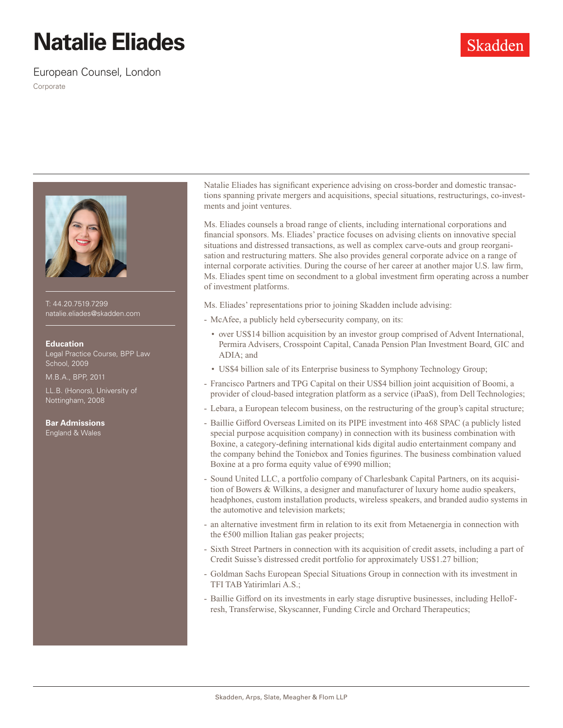# Natalie Eliades

European Counsel, London

Corporate

Skadden

T: 44.20.7519.7299
natalie.eliades@skadden.com

**Education**

Legal Practice Course, BPP Law School, 2009

M.B.A., BPP, 2011

LL.B. (Honors), University of Nottingham, 2008

**Bar Admissions**

England & Wales

Natalie Eliades has significant experience advising on cross-border and domestic transactions spanning private mergers and acquisitions, special situations, restructurings, co-investments and joint ventures.

Ms. Eliades counsels a broad range of clients, including international corporations and financial sponsors. Ms. Eliades' practice focuses on advising clients on innovative special situations and distressed transactions, as well as complex carve-outs and group reorganisation and restructuring matters. She also provides general corporate advice on a range of internal corporate activities. During the course of her career at another major U.S. law firm, Ms. Eliades spent time on secondment to a global investment firm operating across a number of investment platforms.

Ms. Eliades' representations prior to joining Skadden include advising:

- McAfee, a publicly held cybersecurity company, on its:
  - over US$14 billion acquisition by an investor group comprised of Advent International, Permira Advisers, Crosspoint Capital, Canada Pension Plan Investment Board, GIC and ADIA; and
  - US$4 billion sale of its Enterprise business to Symphony Technology Group;
- Francisco Partners and TPG Capital on their US$4 billion joint acquisition of Boomi, a provider of cloud-based integration platform as a service (iPaaS), from Dell Technologies;
- Lebara, a European telecom business, on the restructuring of the group's capital structure;
- Baillie Gifford Overseas Limited on its PIPE investment into 468 SPAC (a publicly listed special purpose acquisition company) in connection with its business combination with Boxine, a category-defining international kids digital audio entertainment company and the company behind the Toniebox and Tonies figurines. The business combination valued Boxine at a pro forma equity value of €990 million;
- Sound United LLC, a portfolio company of Charlesbank Capital Partners, on its acquisition of Bowers & Wilkins, a designer and manufacturer of luxury home audio speakers, headphones, custom installation products, wireless speakers, and branded audio systems in the automotive and television markets;
- an alternative investment firm in relation to its exit from Metaenergia in connection with the €500 million Italian gas peaker projects;
- Sixth Street Partners in connection with its acquisition of credit assets, including a part of Credit Suisse's distressed credit portfolio for approximately US$1.27 billion;
- Goldman Sachs European Special Situations Group in connection with its investment in TFI TAB Yatirimlari A.S.;
- Baillie Gifford on its investments in early stage disruptive businesses, including HelloFresh, Transferwise, Skyscanner, Funding Circle and Orchard Therapeutics;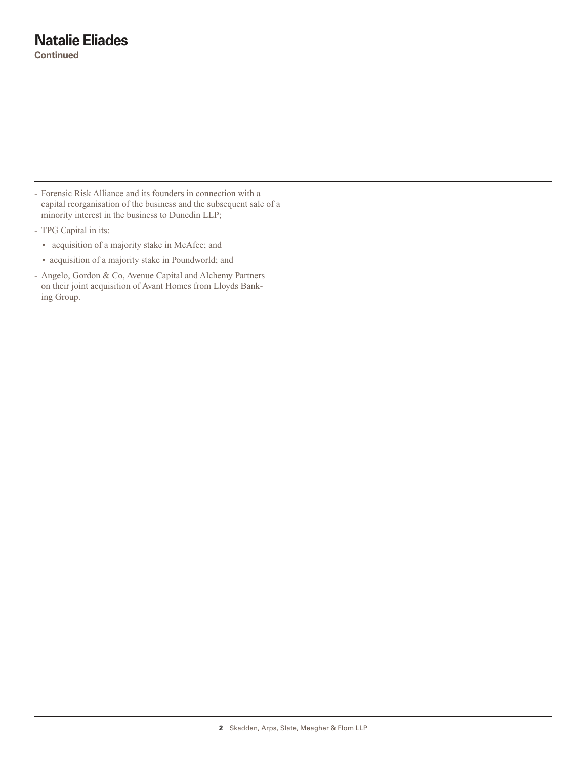# Natalie Eliades

**Continued**

- Forensic Risk Alliance and its founders in connection with a capital reorganisation of the business and the subsequent sale of a minority interest in the business to Dunedin LLP;
- TPG Capital in its:
  - acquisition of a majority stake in McAfee; and
  - acquisition of a majority stake in Poundworld; and
- Angelo, Gordon & Co, Avenue Capital and Alchemy Partners on their joint acquisition of Avant Homes from Lloyds Banking Group.